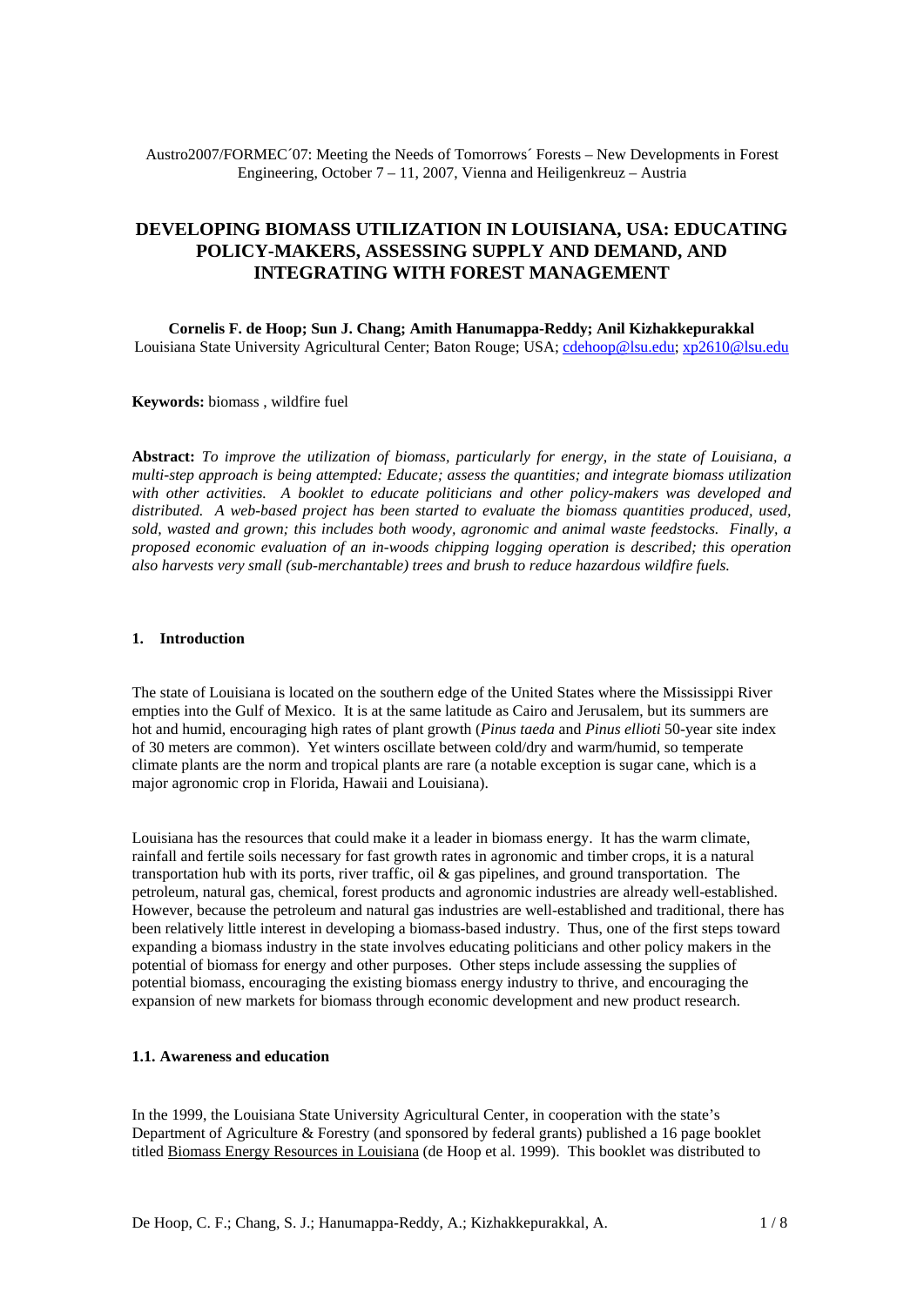Austro2007/FORMEC´07: Meeting the Needs of Tomorrows´ Forests – New Developments in Forest Engineering, October 7 – 11, 2007, Vienna and Heiligenkreuz – Austria

# DEVELOPING BIOMASS UTILIZATION IN LOUISIANA, USA: EDUCATING POLICY-MAKERS, ASSESSING SUPPLY AND DEMAND, AND INTEGRATING WITH FOREST MANAGEMENT

**Cornelis F. de Hoop; Sun J. Chang; Amith Hanumappa-Reddy; Anil Kizhakkepurakkal**
Louisiana State University Agricultural Center; Baton Rouge; USA; cdehoop@lsu.edu; xp2610@lsu.edu

**Keywords:** biomass , wildfire fuel

**Abstract:** *To improve the utilization of biomass, particularly for energy, in the state of Louisiana, a multi-step approach is being attempted: Educate; assess the quantities; and integrate biomass utilization with other activities. A booklet to educate politicians and other policy-makers was developed and distributed. A web-based project has been started to evaluate the biomass quantities produced, used, sold, wasted and grown; this includes both woody, agronomic and animal waste feedstocks. Finally, a proposed economic evaluation of an in-woods chipping logging operation is described; this operation also harvests very small (sub-merchantable) trees and brush to reduce hazardous wildfire fuels.*

## 1. Introduction

The state of Louisiana is located on the southern edge of the United States where the Mississippi River empties into the Gulf of Mexico. It is at the same latitude as Cairo and Jerusalem, but its summers are hot and humid, encouraging high rates of plant growth (*Pinus taeda* and *Pinus ellioti* 50-year site index of 30 meters are common). Yet winters oscillate between cold/dry and warm/humid, so temperate climate plants are the norm and tropical plants are rare (a notable exception is sugar cane, which is a major agronomic crop in Florida, Hawaii and Louisiana).

Louisiana has the resources that could make it a leader in biomass energy. It has the warm climate, rainfall and fertile soils necessary for fast growth rates in agronomic and timber crops, it is a natural transportation hub with its ports, river traffic, oil & gas pipelines, and ground transportation. The petroleum, natural gas, chemical, forest products and agronomic industries are already well-established. However, because the petroleum and natural gas industries are well-established and traditional, there has been relatively little interest in developing a biomass-based industry. Thus, one of the first steps toward expanding a biomass industry in the state involves educating politicians and other policy makers in the potential of biomass for energy and other purposes. Other steps include assessing the supplies of potential biomass, encouraging the existing biomass energy industry to thrive, and encouraging the expansion of new markets for biomass through economic development and new product research.

### 1.1. Awareness and education

In the 1999, the Louisiana State University Agricultural Center, in cooperation with the state's Department of Agriculture & Forestry (and sponsored by federal grants) published a 16 page booklet titled Biomass Energy Resources in Louisiana (de Hoop et al. 1999). This booklet was distributed to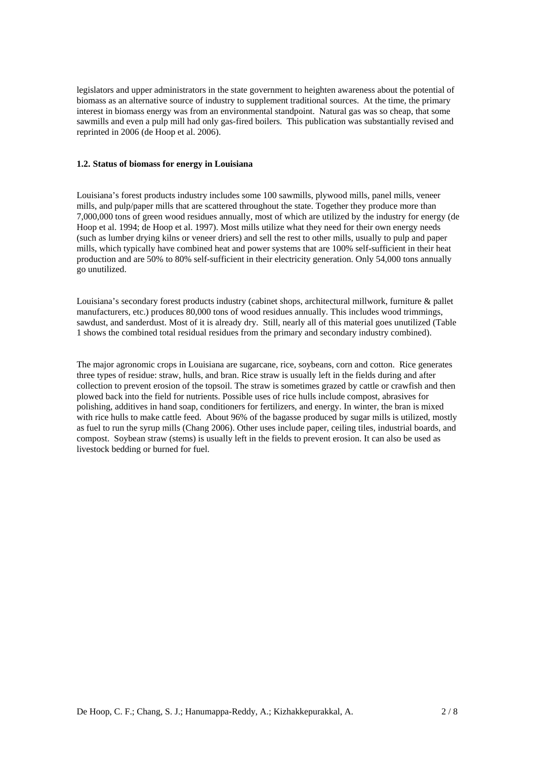legislators and upper administrators in the state government to heighten awareness about the potential of biomass as an alternative source of industry to supplement traditional sources. At the time, the primary interest in biomass energy was from an environmental standpoint. Natural gas was so cheap, that some sawmills and even a pulp mill had only gas-fired boilers. This publication was substantially revised and reprinted in 2006 (de Hoop et al. 2006).

### 1.2. Status of biomass for energy in Louisiana

Louisiana's forest products industry includes some 100 sawmills, plywood mills, panel mills, veneer mills, and pulp/paper mills that are scattered throughout the state. Together they produce more than 7,000,000 tons of green wood residues annually, most of which are utilized by the industry for energy (de Hoop et al. 1994; de Hoop et al. 1997). Most mills utilize what they need for their own energy needs (such as lumber drying kilns or veneer driers) and sell the rest to other mills, usually to pulp and paper mills, which typically have combined heat and power systems that are 100% self-sufficient in their heat production and are 50% to 80% self-sufficient in their electricity generation. Only 54,000 tons annually go unutilized.

Louisiana's secondary forest products industry (cabinet shops, architectural millwork, furniture & pallet manufacturers, etc.) produces 80,000 tons of wood residues annually. This includes wood trimmings, sawdust, and sanderdust. Most of it is already dry. Still, nearly all of this material goes unutilized (Table 1 shows the combined total residual residues from the primary and secondary industry combined).

The major agronomic crops in Louisiana are sugarcane, rice, soybeans, corn and cotton. Rice generates three types of residue: straw, hulls, and bran. Rice straw is usually left in the fields during and after collection to prevent erosion of the topsoil. The straw is sometimes grazed by cattle or crawfish and then plowed back into the field for nutrients. Possible uses of rice hulls include compost, abrasives for polishing, additives in hand soap, conditioners for fertilizers, and energy. In winter, the bran is mixed with rice hulls to make cattle feed. About 96% of the bagasse produced by sugar mills is utilized, mostly as fuel to run the syrup mills (Chang 2006). Other uses include paper, ceiling tiles, industrial boards, and compost. Soybean straw (stems) is usually left in the fields to prevent erosion. It can also be used as livestock bedding or burned for fuel.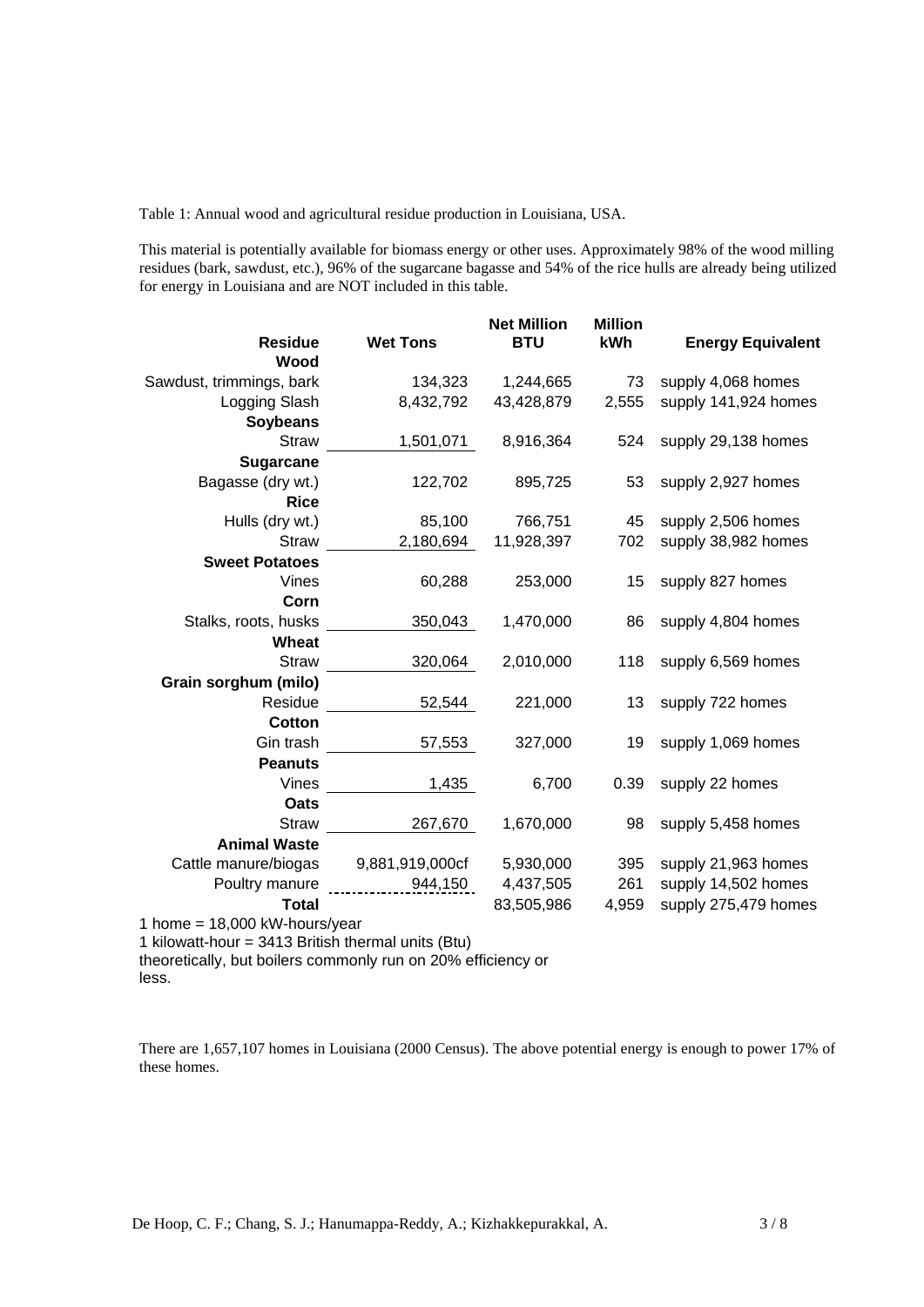Table 1: Annual wood and agricultural residue production in Louisiana, USA.

This material is potentially available for biomass energy or other uses. Approximately 98% of the wood milling residues (bark, sawdust, etc.), 96% of the sugarcane bagasse and 54% of the rice hulls are already being utilized for energy in Louisiana and are NOT included in this table.

| Residue | Wet Tons | Net Million BTU | Million kWh | Energy Equivalent |
|---|---|---|---|---|
| **Wood** | | | | |
| Sawdust, trimmings, bark | 134,323 | 1,244,665 | 73 | supply 4,068 homes |
| Logging Slash | 8,432,792 | 43,428,879 | 2,555 | supply 141,924 homes |
| **Soybeans** | | | | |
| Straw | 1,501,071 | 8,916,364 | 524 | supply 29,138 homes |
| **Sugarcane** | | | | |
| Bagasse (dry wt.) | 122,702 | 895,725 | 53 | supply 2,927 homes |
| **Rice** | | | | |
| Hulls (dry wt.) | 85,100 | 766,751 | 45 | supply 2,506 homes |
| Straw | 2,180,694 | 11,928,397 | 702 | supply 38,982 homes |
| **Sweet Potatoes** | | | | |
| Vines | 60,288 | 253,000 | 15 | supply 827 homes |
| **Corn** | | | | |
| Stalks, roots, husks | 350,043 | 1,470,000 | 86 | supply 4,804 homes |
| **Wheat** | | | | |
| Straw | 320,064 | 2,010,000 | 118 | supply 6,569 homes |
| **Grain sorghum (milo)** | | | | |
| Residue | 52,544 | 221,000 | 13 | supply 722 homes |
| **Cotton** | | | | |
| Gin trash | 57,553 | 327,000 | 19 | supply 1,069 homes |
| **Peanuts** | | | | |
| Vines | 1,435 | 6,700 | 0.39 | supply 22 homes |
| **Oats** | | | | |
| Straw | 267,670 | 1,670,000 | 98 | supply 5,458 homes |
| **Animal Waste** | | | | |
| Cattle manure/biogas | 9,881,919,000cf | 5,930,000 | 395 | supply 21,963 homes |
| Poultry manure | 944,150 | 4,437,505 | 261 | supply 14,502 homes |
| **Total** | | 83,505,986 | 4,959 | supply 275,479 homes |

1 home = 18,000 kW-hours/year

1 kilowatt-hour = 3413 British thermal units (Btu)

theoretically, but boilers commonly run on 20% efficiency or less.

There are 1,657,107 homes in Louisiana (2000 Census). The above potential energy is enough to power 17% of these homes.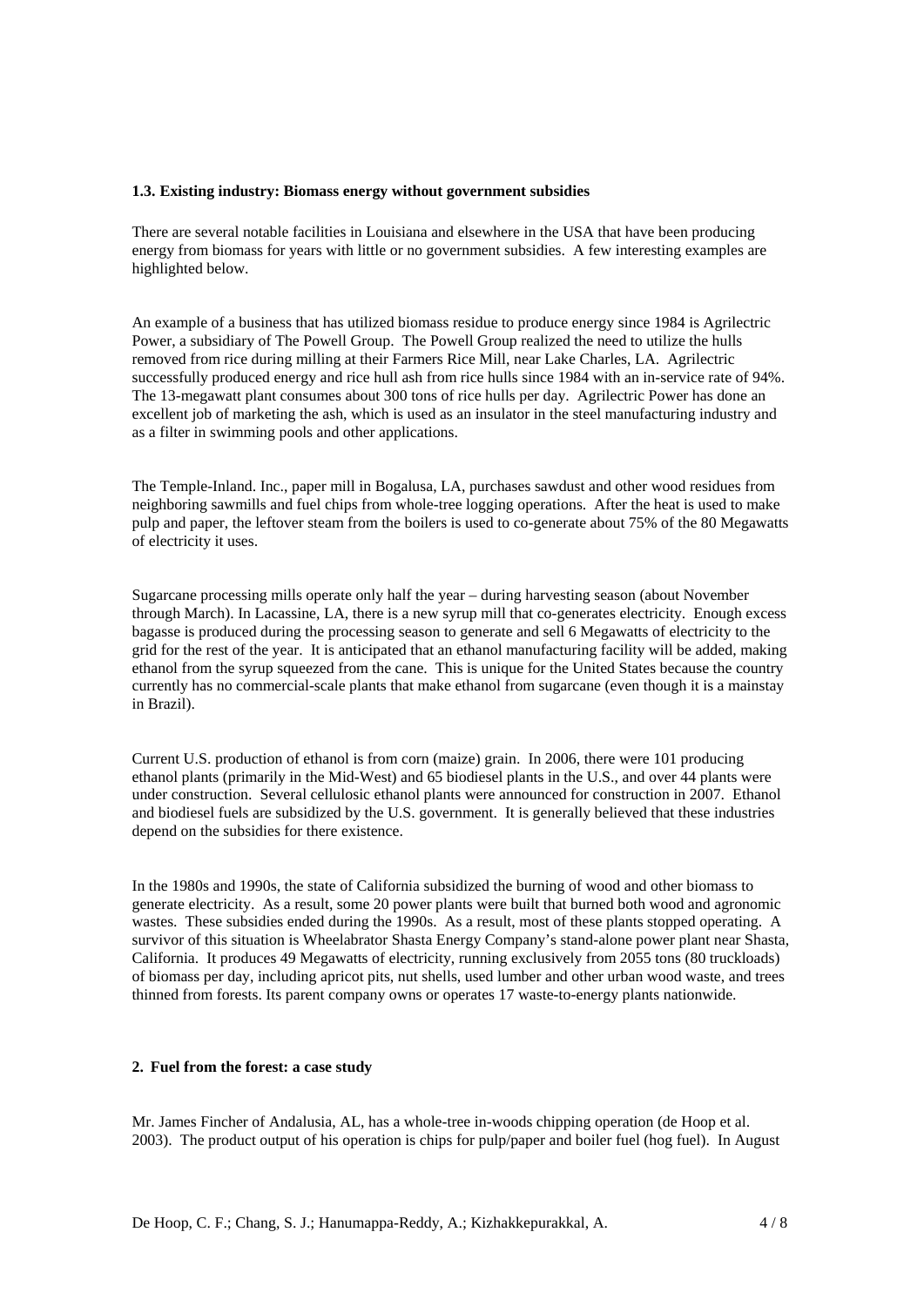### 1.3. Existing industry: Biomass energy without government subsidies

There are several notable facilities in Louisiana and elsewhere in the USA that have been producing energy from biomass for years with little or no government subsidies. A few interesting examples are highlighted below.

An example of a business that has utilized biomass residue to produce energy since 1984 is Agrilectric Power, a subsidiary of The Powell Group. The Powell Group realized the need to utilize the hulls removed from rice during milling at their Farmers Rice Mill, near Lake Charles, LA. Agrilectric successfully produced energy and rice hull ash from rice hulls since 1984 with an in-service rate of 94%. The 13-megawatt plant consumes about 300 tons of rice hulls per day. Agrilectric Power has done an excellent job of marketing the ash, which is used as an insulator in the steel manufacturing industry and as a filter in swimming pools and other applications.

The Temple-Inland. Inc., paper mill in Bogalusa, LA, purchases sawdust and other wood residues from neighboring sawmills and fuel chips from whole-tree logging operations. After the heat is used to make pulp and paper, the leftover steam from the boilers is used to co-generate about 75% of the 80 Megawatts of electricity it uses.

Sugarcane processing mills operate only half the year – during harvesting season (about November through March). In Lacassine, LA, there is a new syrup mill that co-generates electricity. Enough excess bagasse is produced during the processing season to generate and sell 6 Megawatts of electricity to the grid for the rest of the year. It is anticipated that an ethanol manufacturing facility will be added, making ethanol from the syrup squeezed from the cane. This is unique for the United States because the country currently has no commercial-scale plants that make ethanol from sugarcane (even though it is a mainstay in Brazil).

Current U.S. production of ethanol is from corn (maize) grain. In 2006, there were 101 producing ethanol plants (primarily in the Mid-West) and 65 biodiesel plants in the U.S., and over 44 plants were under construction. Several cellulosic ethanol plants were announced for construction in 2007. Ethanol and biodiesel fuels are subsidized by the U.S. government. It is generally believed that these industries depend on the subsidies for there existence.

In the 1980s and 1990s, the state of California subsidized the burning of wood and other biomass to generate electricity. As a result, some 20 power plants were built that burned both wood and agronomic wastes. These subsidies ended during the 1990s. As a result, most of these plants stopped operating. A survivor of this situation is Wheelabrator Shasta Energy Company's stand-alone power plant near Shasta, California. It produces 49 Megawatts of electricity, running exclusively from 2055 tons (80 truckloads) of biomass per day, including apricot pits, nut shells, used lumber and other urban wood waste, and trees thinned from forests. Its parent company owns or operates 17 waste-to-energy plants nationwide.

## 2. Fuel from the forest: a case study

Mr. James Fincher of Andalusia, AL, has a whole-tree in-woods chipping operation (de Hoop et al. 2003). The product output of his operation is chips for pulp/paper and boiler fuel (hog fuel). In August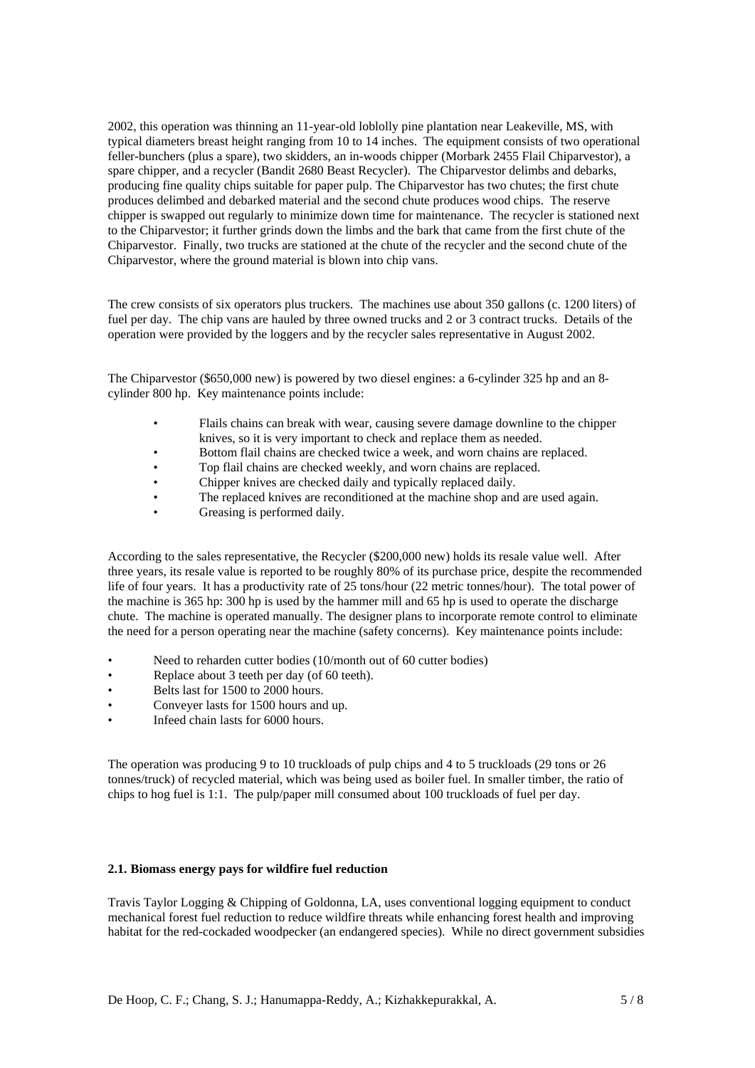2002, this operation was thinning an 11-year-old loblolly pine plantation near Leakeville, MS, with typical diameters breast height ranging from 10 to 14 inches. The equipment consists of two operational feller-bunchers (plus a spare), two skidders, an in-woods chipper (Morbark 2455 Flail Chiparvestor), a spare chipper, and a recycler (Bandit 2680 Beast Recycler). The Chiparvestor delimbs and debarks, producing fine quality chips suitable for paper pulp. The Chiparvestor has two chutes; the first chute produces delimbed and debarked material and the second chute produces wood chips. The reserve chipper is swapped out regularly to minimize down time for maintenance. The recycler is stationed next to the Chiparvestor; it further grinds down the limbs and the bark that came from the first chute of the Chiparvestor. Finally, two trucks are stationed at the chute of the recycler and the second chute of the Chiparvestor, where the ground material is blown into chip vans.

The crew consists of six operators plus truckers. The machines use about 350 gallons (c. 1200 liters) of fuel per day. The chip vans are hauled by three owned trucks and 2 or 3 contract trucks. Details of the operation were provided by the loggers and by the recycler sales representative in August 2002.

The Chiparvestor ($650,000 new) is powered by two diesel engines: a 6-cylinder 325 hp and an 8-cylinder 800 hp. Key maintenance points include:

- Flails chains can break with wear, causing severe damage downline to the chipper knives, so it is very important to check and replace them as needed.
- Bottom flail chains are checked twice a week, and worn chains are replaced.
- Top flail chains are checked weekly, and worn chains are replaced.
- Chipper knives are checked daily and typically replaced daily.
- The replaced knives are reconditioned at the machine shop and are used again.
- Greasing is performed daily.

According to the sales representative, the Recycler ($200,000 new) holds its resale value well. After three years, its resale value is reported to be roughly 80% of its purchase price, despite the recommended life of four years. It has a productivity rate of 25 tons/hour (22 metric tonnes/hour). The total power of the machine is 365 hp: 300 hp is used by the hammer mill and 65 hp is used to operate the discharge chute. The machine is operated manually. The designer plans to incorporate remote control to eliminate the need for a person operating near the machine (safety concerns). Key maintenance points include:

- Need to reharden cutter bodies (10/month out of 60 cutter bodies)
- Replace about 3 teeth per day (of 60 teeth).
- Belts last for 1500 to 2000 hours.
- Conveyer lasts for 1500 hours and up.
- Infeed chain lasts for 6000 hours.

The operation was producing 9 to 10 truckloads of pulp chips and 4 to 5 truckloads (29 tons or 26 tonnes/truck) of recycled material, which was being used as boiler fuel. In smaller timber, the ratio of chips to hog fuel is 1:1. The pulp/paper mill consumed about 100 truckloads of fuel per day.

### 2.1. Biomass energy pays for wildfire fuel reduction

Travis Taylor Logging & Chipping of Goldonna, LA, uses conventional logging equipment to conduct mechanical forest fuel reduction to reduce wildfire threats while enhancing forest health and improving habitat for the red-cockaded woodpecker (an endangered species). While no direct government subsidies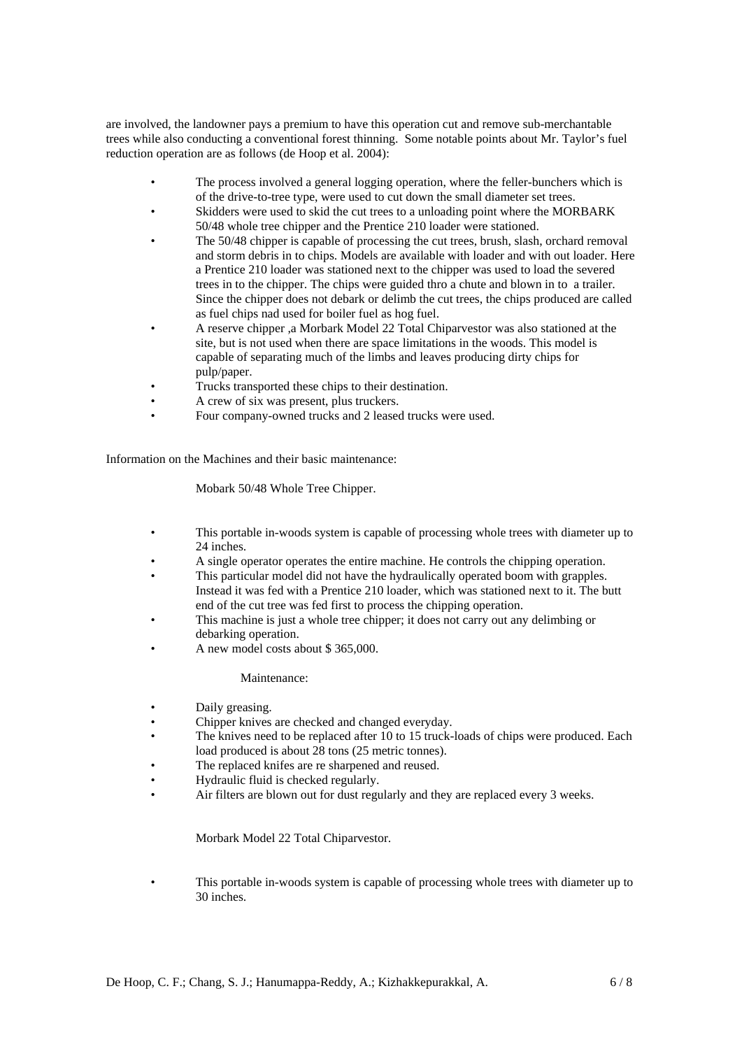are involved, the landowner pays a premium to have this operation cut and remove sub-merchantable trees while also conducting a conventional forest thinning. Some notable points about Mr. Taylor's fuel reduction operation are as follows (de Hoop et al. 2004):

- The process involved a general logging operation, where the feller-bunchers which is of the drive-to-tree type, were used to cut down the small diameter set trees.
- Skidders were used to skid the cut trees to a unloading point where the MORBARK 50/48 whole tree chipper and the Prentice 210 loader were stationed.
- The 50/48 chipper is capable of processing the cut trees, brush, slash, orchard removal and storm debris in to chips. Models are available with loader and with out loader. Here a Prentice 210 loader was stationed next to the chipper was used to load the severed trees in to the chipper. The chips were guided thro a chute and blown in to a trailer. Since the chipper does not debark or delimb the cut trees, the chips produced are called as fuel chips nad used for boiler fuel as hog fuel.
- A reserve chipper ,a Morbark Model 22 Total Chiparvestor was also stationed at the site, but is not used when there are space limitations in the woods. This model is capable of separating much of the limbs and leaves producing dirty chips for pulp/paper.
- Trucks transported these chips to their destination.
- A crew of six was present, plus truckers.
- Four company-owned trucks and 2 leased trucks were used.

Information on the Machines and their basic maintenance:

Mobark 50/48 Whole Tree Chipper.

- This portable in-woods system is capable of processing whole trees with diameter up to 24 inches.
- A single operator operates the entire machine. He controls the chipping operation.
- This particular model did not have the hydraulically operated boom with grapples. Instead it was fed with a Prentice 210 loader, which was stationed next to it. The butt end of the cut tree was fed first to process the chipping operation.
- This machine is just a whole tree chipper; it does not carry out any delimbing or debarking operation.
- A new model costs about $ 365,000.

Maintenance:

- Daily greasing.
- Chipper knives are checked and changed everyday.
- The knives need to be replaced after 10 to 15 truck-loads of chips were produced. Each load produced is about 28 tons (25 metric tonnes).
- The replaced knifes are re sharpened and reused.
- Hydraulic fluid is checked regularly.
- Air filters are blown out for dust regularly and they are replaced every 3 weeks.

Morbark Model 22 Total Chiparvestor.

- This portable in-woods system is capable of processing whole trees with diameter up to 30 inches.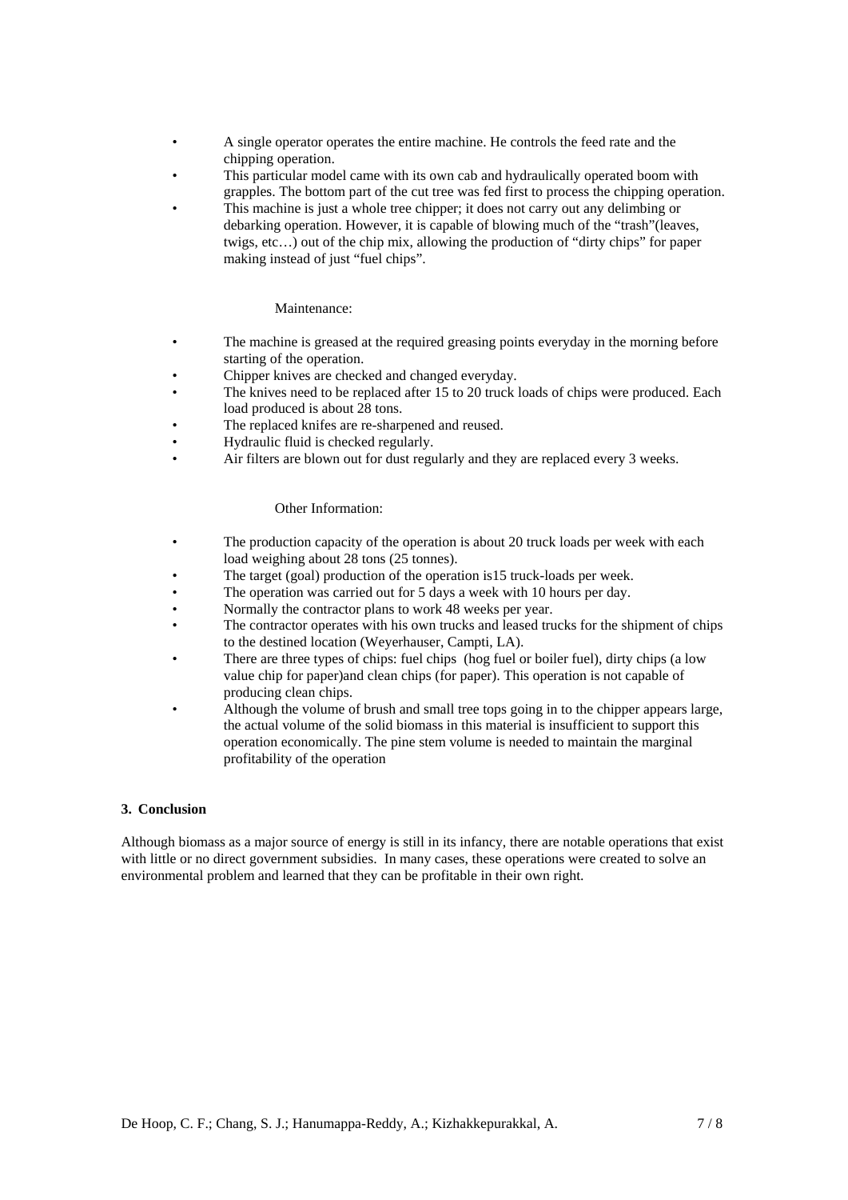- A single operator operates the entire machine. He controls the feed rate and the chipping operation.
- This particular model came with its own cab and hydraulically operated boom with grapples. The bottom part of the cut tree was fed first to process the chipping operation.
- This machine is just a whole tree chipper; it does not carry out any delimbing or debarking operation. However, it is capable of blowing much of the "trash"(leaves, twigs, etc…) out of the chip mix, allowing the production of "dirty chips" for paper making instead of just "fuel chips".

Maintenance:

- The machine is greased at the required greasing points everyday in the morning before starting of the operation.
- Chipper knives are checked and changed everyday.
- The knives need to be replaced after 15 to 20 truck loads of chips were produced. Each load produced is about 28 tons.
- The replaced knifes are re-sharpened and reused.
- Hydraulic fluid is checked regularly.
- Air filters are blown out for dust regularly and they are replaced every 3 weeks.

Other Information:

- The production capacity of the operation is about 20 truck loads per week with each load weighing about 28 tons (25 tonnes).
- The target (goal) production of the operation is15 truck-loads per week.
- The operation was carried out for 5 days a week with 10 hours per day.
- Normally the contractor plans to work 48 weeks per year.
- The contractor operates with his own trucks and leased trucks for the shipment of chips to the destined location (Weyerhauser, Campti, LA).
- There are three types of chips: fuel chips (hog fuel or boiler fuel), dirty chips (a low value chip for paper)and clean chips (for paper). This operation is not capable of producing clean chips.
- Although the volume of brush and small tree tops going in to the chipper appears large, the actual volume of the solid biomass in this material is insufficient to support this operation economically. The pine stem volume is needed to maintain the marginal profitability of the operation

## 3. Conclusion

Although biomass as a major source of energy is still in its infancy, there are notable operations that exist with little or no direct government subsidies. In many cases, these operations were created to solve an environmental problem and learned that they can be profitable in their own right.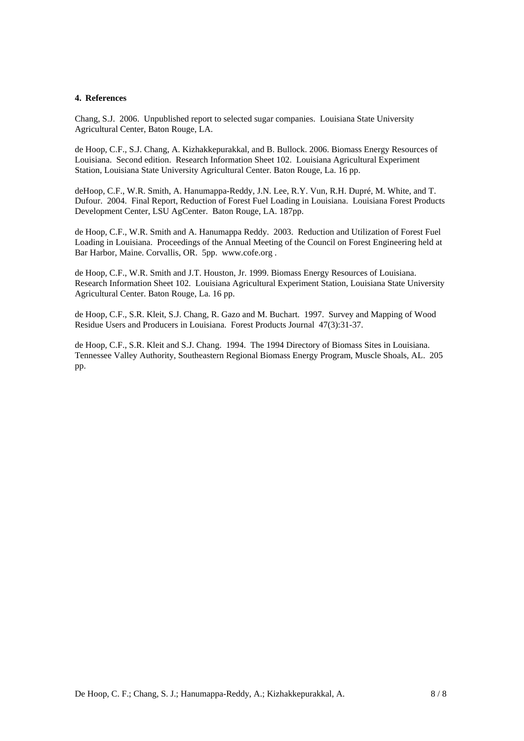#### 4. References

Chang, S.J. 2006. Unpublished report to selected sugar companies. Louisiana State University Agricultural Center, Baton Rouge, LA.

de Hoop, C.F., S.J. Chang, A. Kizhakkepurakkal, and B. Bullock. 2006. Biomass Energy Resources of Louisiana. Second edition. Research Information Sheet 102. Louisiana Agricultural Experiment Station, Louisiana State University Agricultural Center. Baton Rouge, La. 16 pp.

deHoop, C.F., W.R. Smith, A. Hanumappa-Reddy, J.N. Lee, R.Y. Vun, R.H. Dupré, M. White, and T. Dufour. 2004. Final Report, Reduction of Forest Fuel Loading in Louisiana. Louisiana Forest Products Development Center, LSU AgCenter. Baton Rouge, LA. 187pp.

de Hoop, C.F., W.R. Smith and A. Hanumappa Reddy. 2003. Reduction and Utilization of Forest Fuel Loading in Louisiana. Proceedings of the Annual Meeting of the Council on Forest Engineering held at Bar Harbor, Maine. Corvallis, OR. 5pp. www.cofe.org .

de Hoop, C.F., W.R. Smith and J.T. Houston, Jr. 1999. Biomass Energy Resources of Louisiana. Research Information Sheet 102. Louisiana Agricultural Experiment Station, Louisiana State University Agricultural Center. Baton Rouge, La. 16 pp.

de Hoop, C.F., S.R. Kleit, S.J. Chang, R. Gazo and M. Buchart. 1997. Survey and Mapping of Wood Residue Users and Producers in Louisiana. Forest Products Journal 47(3):31-37.

de Hoop, C.F., S.R. Kleit and S.J. Chang. 1994. The 1994 Directory of Biomass Sites in Louisiana. Tennessee Valley Authority, Southeastern Regional Biomass Energy Program, Muscle Shoals, AL. 205 pp.